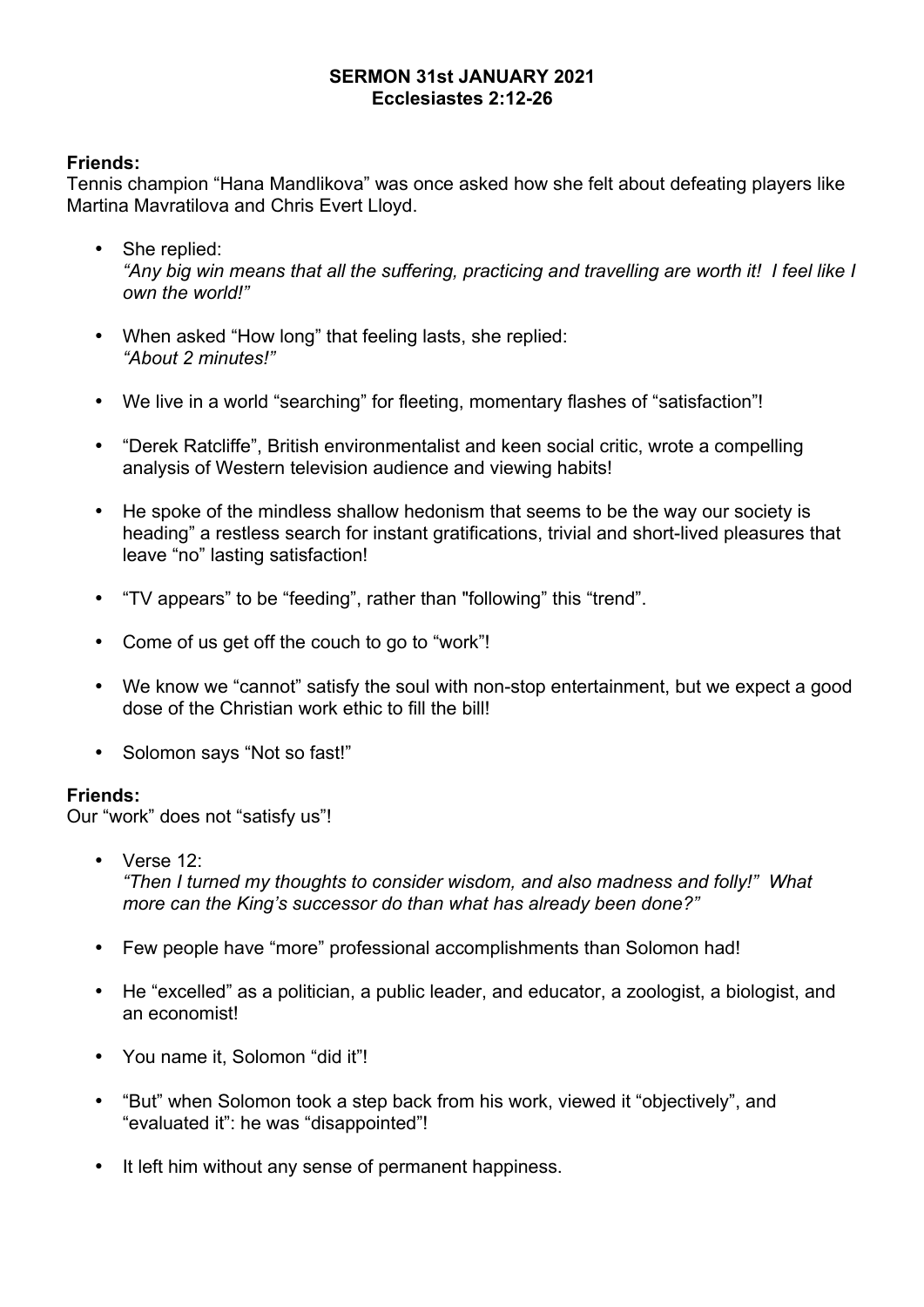**SERMON 31st JANUARY 2021**
**Ecclesiastes 2:12-26**

**Friends:**
Tennis champion "Hana Mandlikova" was once asked how she felt about defeating players like Martina Mavratilova and Chris Evert Lloyd.

- She replied:
  *"Any big win means that all the suffering, practicing and travelling are worth it! I feel like I own the world!"*

- When asked "How long" that feeling lasts, she replied:
  *"About 2 minutes!"*

- We live in a world "searching" for fleeting, momentary flashes of "satisfaction"!

- "Derek Ratcliffe", British environmentalist and keen social critic, wrote a compelling analysis of Western television audience and viewing habits!

- He spoke of the mindless shallow hedonism that seems to be the way our society is heading" a restless search for instant gratifications, trivial and short-lived pleasures that leave "no" lasting satisfaction!

- "TV appears" to be "feeding", rather than "following" this "trend".

- Come of us get off the couch to go to "work"!

- We know we "cannot" satisfy the soul with non-stop entertainment, but we expect a good dose of the Christian work ethic to fill the bill!

- Solomon says "Not so fast!"

**Friends:**
Our "work" does not "satisfy us"!

- Verse 12:
  *"Then I turned my thoughts to consider wisdom, and also madness and folly!" What more can the King's successor do than what has already been done?"*

- Few people have "more" professional accomplishments than Solomon had!

- He "excelled" as a politician, a public leader, and educator, a zoologist, a biologist, and an economist!

- You name it, Solomon "did it"!

- "But" when Solomon took a step back from his work, viewed it "objectively", and "evaluated it": he was "disappointed"!

- It left him without any sense of permanent happiness.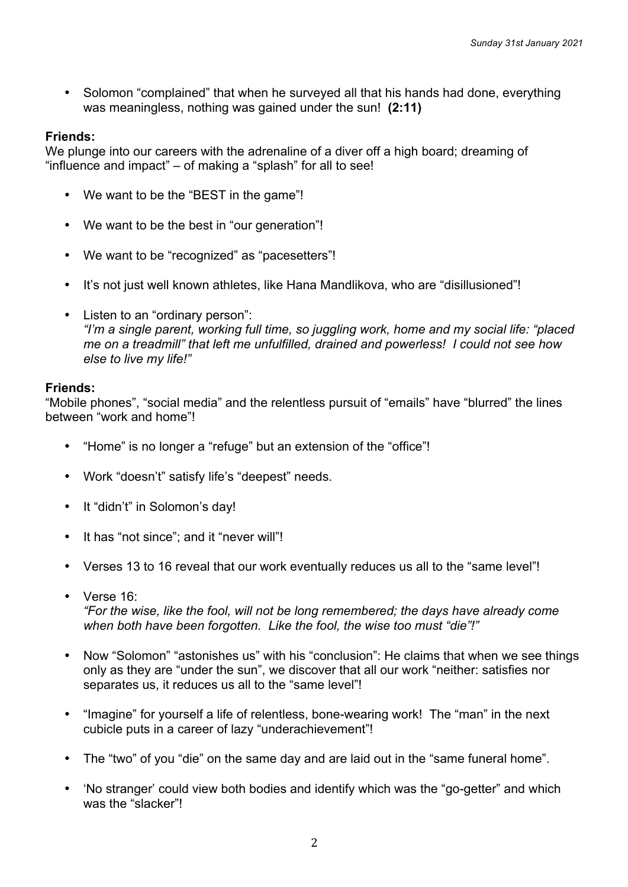- Solomon "complained" that when he surveyed all that his hands had done, everything was meaningless, nothing was gained under the sun! **(2:11)**

**Friends:**
We plunge into our careers with the adrenaline of a diver off a high board; dreaming of "influence and impact" – of making a "splash" for all to see!

- We want to be the "BEST in the game"!
- We want to be the best in "our generation"!
- We want to be "recognized" as "pacesetters"!
- It's not just well known athletes, like Hana Mandlikova, who are "disillusioned"!
- Listen to an "ordinary person":
  *"I'm a single parent, working full time, so juggling work, home and my social life: "placed me on a treadmill" that left me unfulfilled, drained and powerless! I could not see how else to live my life!"*

**Friends:**
"Mobile phones", "social media" and the relentless pursuit of "emails" have "blurred" the lines between "work and home"!

- "Home" is no longer a "refuge" but an extension of the "office"!
- Work "doesn't" satisfy life's "deepest" needs.
- It "didn't" in Solomon's day!
- It has "not since"; and it "never will"!
- Verses 13 to 16 reveal that our work eventually reduces us all to the "same level"!
- Verse 16:
  *"For the wise, like the fool, will not be long remembered; the days have already come when both have been forgotten. Like the fool, the wise too must "die"!"*
- Now "Solomon" "astonishes us" with his "conclusion": He claims that when we see things only as they are "under the sun", we discover that all our work "neither: satisfies nor separates us, it reduces us all to the "same level"!
- "Imagine" for yourself a life of relentless, bone-wearing work! The "man" in the next cubicle puts in a career of lazy "underachievement"!
- The "two" of you "die" on the same day and are laid out in the "same funeral home".
- 'No stranger' could view both bodies and identify which was the "go-getter" and which was the "slacker"!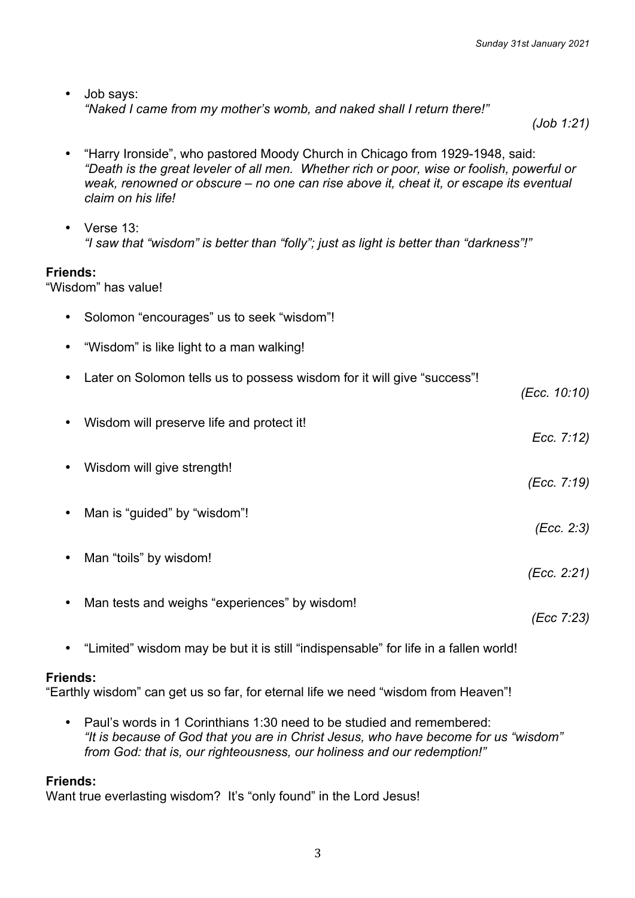- Job says:
  *"Naked I came from my mother's womb, and naked shall I return there!"*
  *(Job 1:21)*

- "Harry Ironside", who pastored Moody Church in Chicago from 1929-1948, said:
  *"Death is the great leveler of all men. Whether rich or poor, wise or foolish, powerful or weak, renowned or obscure – no one can rise above it, cheat it, or escape its eventual claim on his life!*

- Verse 13:
  *"I saw that "wisdom" is better than "folly"; just as light is better than "darkness"!"*

**Friends:**
"Wisdom" has value!

- Solomon "encourages" us to seek "wisdom"!
- "Wisdom" is like light to a man walking!
- Later on Solomon tells us to possess wisdom for it will give "success"!
  *(Ecc. 10:10)*
- Wisdom will preserve life and protect it!
  *Ecc. 7:12)*
- Wisdom will give strength!
  *(Ecc. 7:19)*
- Man is "guided" by "wisdom"!
  *(Ecc. 2:3)*
- Man "toils" by wisdom!
  *(Ecc. 2:21)*
- Man tests and weighs "experiences" by wisdom!
  *(Ecc 7:23)*
- "Limited" wisdom may be but it is still "indispensable" for life in a fallen world!

**Friends:**
"Earthly wisdom" can get us so far, for eternal life we need "wisdom from Heaven"!

- Paul's words in 1 Corinthians 1:30 need to be studied and remembered:
  *"It is because of God that you are in Christ Jesus, who have become for us "wisdom" from God: that is, our righteousness, our holiness and our redemption!"*

**Friends:**
Want true everlasting wisdom? It's "only found" in the Lord Jesus!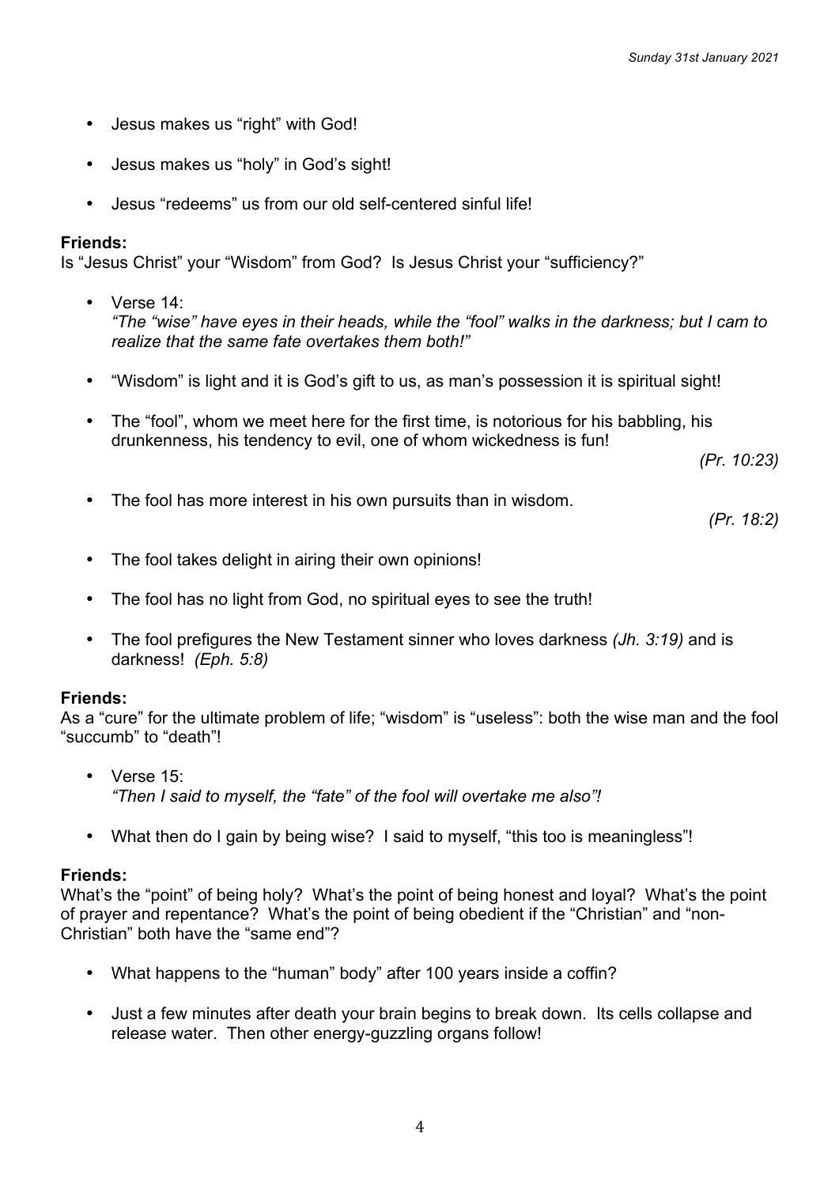- Jesus makes us "right" with God!

- Jesus makes us "holy" in God's sight!

- Jesus "redeems" us from our old self-centered sinful life!

**Friends:**
Is "Jesus Christ" your "Wisdom" from God? Is Jesus Christ your "sufficiency?"

- Verse 14:
  *"The "wise" have eyes in their heads, while the "fool" walks in the darkness; but I cam to realize that the same fate overtakes them both!"*

- "Wisdom" is light and it is God's gift to us, as man's possession it is spiritual sight!

- The "fool", whom we meet here for the first time, is notorious for his babbling, his drunkenness, his tendency to evil, one of whom wickedness is fun!
  *(Pr. 10:23)*

- The fool has more interest in his own pursuits than in wisdom.
  *(Pr. 18:2)*

- The fool takes delight in airing their own opinions!

- The fool has no light from God, no spiritual eyes to see the truth!

- The fool prefigures the New Testament sinner who loves darkness *(Jh. 3:19)* and is darkness! *(Eph. 5:8)*

**Friends:**
As a "cure" for the ultimate problem of life; "wisdom" is "useless": both the wise man and the fool "succumb" to "death"!

- Verse 15:
  *"Then I said to myself, the "fate" of the fool will overtake me also"!*

- What then do I gain by being wise? I said to myself, "this too is meaningless"!

**Friends:**
What's the "point" of being holy? What's the point of being honest and loyal? What's the point of prayer and repentance? What's the point of being obedient if the "Christian" and "non-Christian" both have the "same end"?

- What happens to the "human" body" after 100 years inside a coffin?

- Just a few minutes after death your brain begins to break down. Its cells collapse and release water. Then other energy-guzzling organs follow!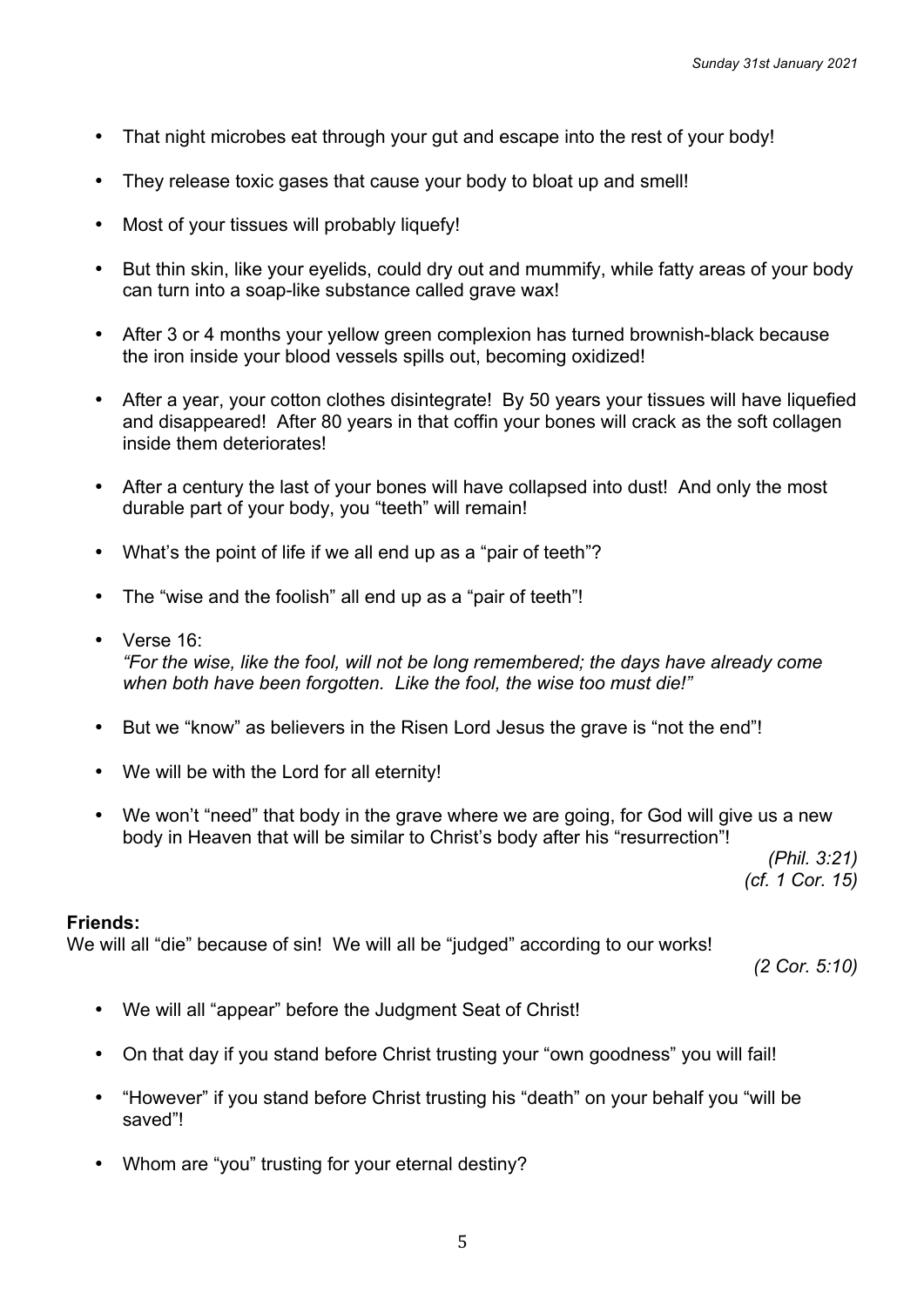- That night microbes eat through your gut and escape into the rest of your body!

- They release toxic gases that cause your body to bloat up and smell!

- Most of your tissues will probably liquefy!

- But thin skin, like your eyelids, could dry out and mummify, while fatty areas of your body can turn into a soap-like substance called grave wax!

- After 3 or 4 months your yellow green complexion has turned brownish-black because the iron inside your blood vessels spills out, becoming oxidized!

- After a year, your cotton clothes disintegrate! By 50 years your tissues will have liquefied and disappeared! After 80 years in that coffin your bones will crack as the soft collagen inside them deteriorates!

- After a century the last of your bones will have collapsed into dust! And only the most durable part of your body, you "teeth" will remain!

- What's the point of life if we all end up as a "pair of teeth"?

- The "wise and the foolish" all end up as a "pair of teeth"!

- Verse 16:
  *"For the wise, like the fool, will not be long remembered; the days have already come when both have been forgotten. Like the fool, the wise too must die!"*

- But we "know" as believers in the Risen Lord Jesus the grave is "not the end"!

- We will be with the Lord for all eternity!

- We won't "need" that body in the grave where we are going, for God will give us a new body in Heaven that will be similar to Christ's body after his "resurrection"!

*(Phil. 3:21)*
*(cf. 1 Cor. 15)*

**Friends:**
We will all "die" because of sin! We will all be "judged" according to our works!

*(2 Cor. 5:10)*

- We will all "appear" before the Judgment Seat of Christ!

- On that day if you stand before Christ trusting your "own goodness" you will fail!

- "However" if you stand before Christ trusting his "death" on your behalf you "will be saved"!

- Whom are "you" trusting for your eternal destiny?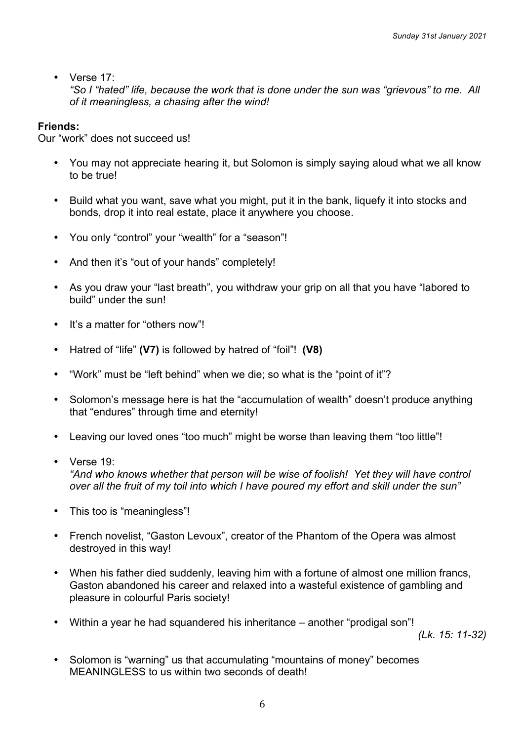- Verse 17:
  *"So I "hated" life, because the work that is done under the sun was "grievous" to me. All of it meaningless, a chasing after the wind!*

**Friends:**
Our "work" does not succeed us!

- You may not appreciate hearing it, but Solomon is simply saying aloud what we all know to be true!
- Build what you want, save what you might, put it in the bank, liquefy it into stocks and bonds, drop it into real estate, place it anywhere you choose.
- You only "control" your "wealth" for a "season"!
- And then it's "out of your hands" completely!
- As you draw your "last breath", you withdraw your grip on all that you have "labored to build" under the sun!
- It's a matter for "others now"!
- Hatred of "life" **(V7)** is followed by hatred of "foil"! **(V8)**
- "Work" must be "left behind" when we die; so what is the "point of it"?
- Solomon's message here is hat the "accumulation of wealth" doesn't produce anything that "endures" through time and eternity!
- Leaving our loved ones "too much" might be worse than leaving them "too little"!
- Verse 19:
  *"And who knows whether that person will be wise of foolish! Yet they will have control over all the fruit of my toil into which I have poured my effort and skill under the sun"*
- This too is "meaningless"!
- French novelist, "Gaston Levoux", creator of the Phantom of the Opera was almost destroyed in this way!
- When his father died suddenly, leaving him with a fortune of almost one million francs, Gaston abandoned his career and relaxed into a wasteful existence of gambling and pleasure in colourful Paris society!
- Within a year he had squandered his inheritance – another "prodigal son"! *(Lk. 15: 11-32)*
- Solomon is "warning" us that accumulating "mountains of money" becomes MEANINGLESS to us within two seconds of death!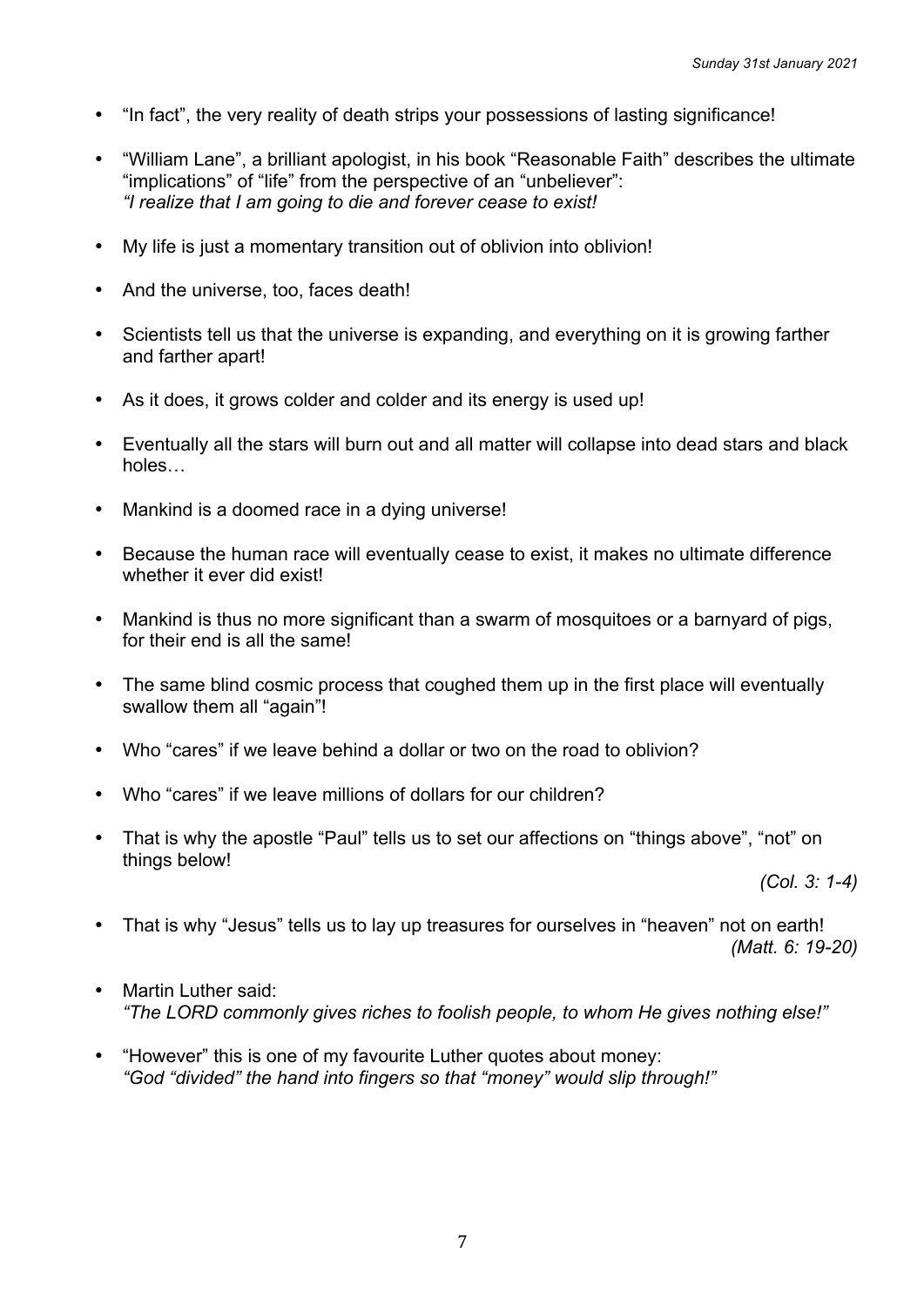- "In fact", the very reality of death strips your possessions of lasting significance!

- "William Lane", a brilliant apologist, in his book "Reasonable Faith" describes the ultimate "implications" of "life" from the perspective of an "unbeliever":
  *"I realize that I am going to die and forever cease to exist!*

- My life is just a momentary transition out of oblivion into oblivion!

- And the universe, too, faces death!

- Scientists tell us that the universe is expanding, and everything on it is growing farther and farther apart!

- As it does, it grows colder and colder and its energy is used up!

- Eventually all the stars will burn out and all matter will collapse into dead stars and black holes…

- Mankind is a doomed race in a dying universe!

- Because the human race will eventually cease to exist, it makes no ultimate difference whether it ever did exist!

- Mankind is thus no more significant than a swarm of mosquitoes or a barnyard of pigs, for their end is all the same!

- The same blind cosmic process that coughed them up in the first place will eventually swallow them all "again"!

- Who "cares" if we leave behind a dollar or two on the road to oblivion?

- Who "cares" if we leave millions of dollars for our children?

- That is why the apostle "Paul" tells us to set our affections on "things above", "not" on things below!
  *(Col. 3: 1-4)*

- That is why "Jesus" tells us to lay up treasures for ourselves in "heaven" not on earth!
  *(Matt. 6: 19-20)*

- Martin Luther said:
  *"The LORD commonly gives riches to foolish people, to whom He gives nothing else!"*

- "However" this is one of my favourite Luther quotes about money:
  *"God "divided" the hand into fingers so that "money" would slip through!"*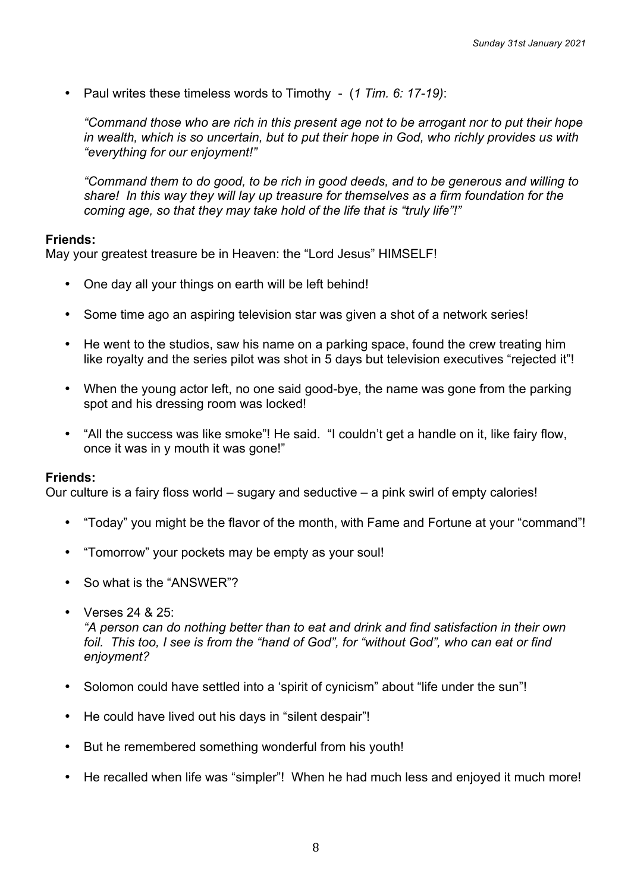- Paul writes these timeless words to Timothy - (*1 Tim. 6: 17-19)*:

  *"Command those who are rich in this present age not to be arrogant nor to put their hope in wealth, which is so uncertain, but to put their hope in God, who richly provides us with "everything for our enjoyment!"*

  *"Command them to do good, to be rich in good deeds, and to be generous and willing to share! In this way they will lay up treasure for themselves as a firm foundation for the coming age, so that they may take hold of the life that is "truly life"!"*

**Friends:**
May your greatest treasure be in Heaven: the "Lord Jesus" HIMSELF!

- One day all your things on earth will be left behind!

- Some time ago an aspiring television star was given a shot of a network series!

- He went to the studios, saw his name on a parking space, found the crew treating him like royalty and the series pilot was shot in 5 days but television executives "rejected it"!

- When the young actor left, no one said good-bye, the name was gone from the parking spot and his dressing room was locked!

- "All the success was like smoke"! He said. "I couldn't get a handle on it, like fairy flow, once it was in y mouth it was gone!"

**Friends:**
Our culture is a fairy floss world – sugary and seductive – a pink swirl of empty calories!

- "Today" you might be the flavor of the month, with Fame and Fortune at your "command"!

- "Tomorrow" your pockets may be empty as your soul!

- So what is the "ANSWER"?

- Verses 24 & 25:
  *"A person can do nothing better than to eat and drink and find satisfaction in their own foil. This too, I see is from the "hand of God", for "without God", who can eat or find enjoyment?*

- Solomon could have settled into a 'spirit of cynicism" about "life under the sun"!

- He could have lived out his days in "silent despair"!

- But he remembered something wonderful from his youth!

- He recalled when life was "simpler"! When he had much less and enjoyed it much more!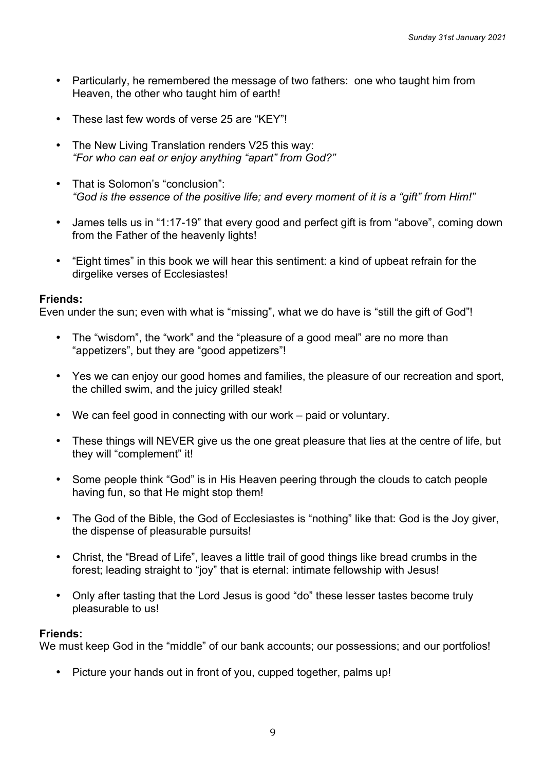- Particularly, he remembered the message of two fathers: one who taught him from Heaven, the other who taught him of earth!

- These last few words of verse 25 are "KEY"!

- The New Living Translation renders V25 this way:
  *"For who can eat or enjoy anything "apart" from God?"*

- That is Solomon's "conclusion":
  *"God is the essence of the positive life; and every moment of it is a "gift" from Him!"*

- James tells us in "1:17-19" that every good and perfect gift is from "above", coming down from the Father of the heavenly lights!

- "Eight times" in this book we will hear this sentiment: a kind of upbeat refrain for the dirgelike verses of Ecclesiastes!

**Friends:**
Even under the sun; even with what is "missing", what we do have is "still the gift of God"!

- The "wisdom", the "work" and the "pleasure of a good meal" are no more than "appetizers", but they are "good appetizers"!

- Yes we can enjoy our good homes and families, the pleasure of our recreation and sport, the chilled swim, and the juicy grilled steak!

- We can feel good in connecting with our work – paid or voluntary.

- These things will NEVER give us the one great pleasure that lies at the centre of life, but they will "complement" it!

- Some people think "God" is in His Heaven peering through the clouds to catch people having fun, so that He might stop them!

- The God of the Bible, the God of Ecclesiastes is "nothing" like that: God is the Joy giver, the dispense of pleasurable pursuits!

- Christ, the "Bread of Life", leaves a little trail of good things like bread crumbs in the forest; leading straight to "joy" that is eternal: intimate fellowship with Jesus!

- Only after tasting that the Lord Jesus is good "do" these lesser tastes become truly pleasurable to us!

**Friends:**
We must keep God in the "middle" of our bank accounts; our possessions; and our portfolios!

- Picture your hands out in front of you, cupped together, palms up!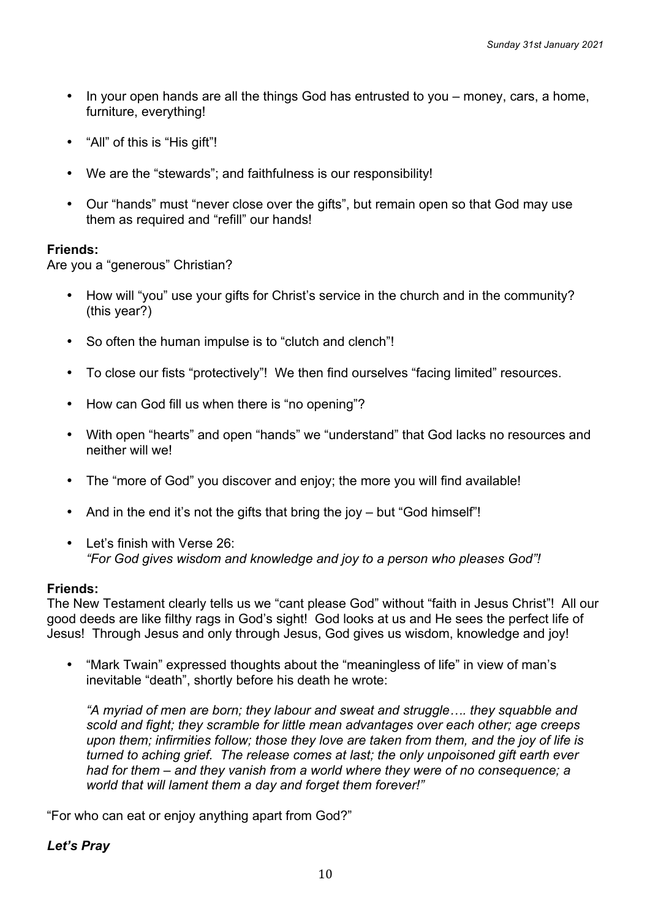- In your open hands are all the things God has entrusted to you – money, cars, a home, furniture, everything!

- "All" of this is "His gift"!

- We are the "stewards"; and faithfulness is our responsibility!

- Our "hands" must "never close over the gifts", but remain open so that God may use them as required and "refill" our hands!

**Friends:**
Are you a "generous" Christian?

- How will "you" use your gifts for Christ's service in the church and in the community? (this year?)

- So often the human impulse is to "clutch and clench"!

- To close our fists "protectively"! We then find ourselves "facing limited" resources.

- How can God fill us when there is "no opening"?

- With open "hearts" and open "hands" we "understand" that God lacks no resources and neither will we!

- The "more of God" you discover and enjoy; the more you will find available!

- And in the end it's not the gifts that bring the joy – but "God himself"!

- Let's finish with Verse 26:
  *"For God gives wisdom and knowledge and joy to a person who pleases God"!*

**Friends:**
The New Testament clearly tells us we "cant please God" without "faith in Jesus Christ"! All our good deeds are like filthy rags in God's sight! God looks at us and He sees the perfect life of Jesus! Through Jesus and only through Jesus, God gives us wisdom, knowledge and joy!

- "Mark Twain" expressed thoughts about the "meaningless of life" in view of man's inevitable "death", shortly before his death he wrote:

  *"A myriad of men are born; they labour and sweat and struggle…. they squabble and scold and fight; they scramble for little mean advantages over each other; age creeps upon them; infirmities follow; those they love are taken from them, and the joy of life is turned to aching grief. The release comes at last; the only unpoisoned gift earth ever had for them – and they vanish from a world where they were of no consequence; a world that will lament them a day and forget them forever!"*

"For who can eat or enjoy anything apart from God?"

***Let's Pray***